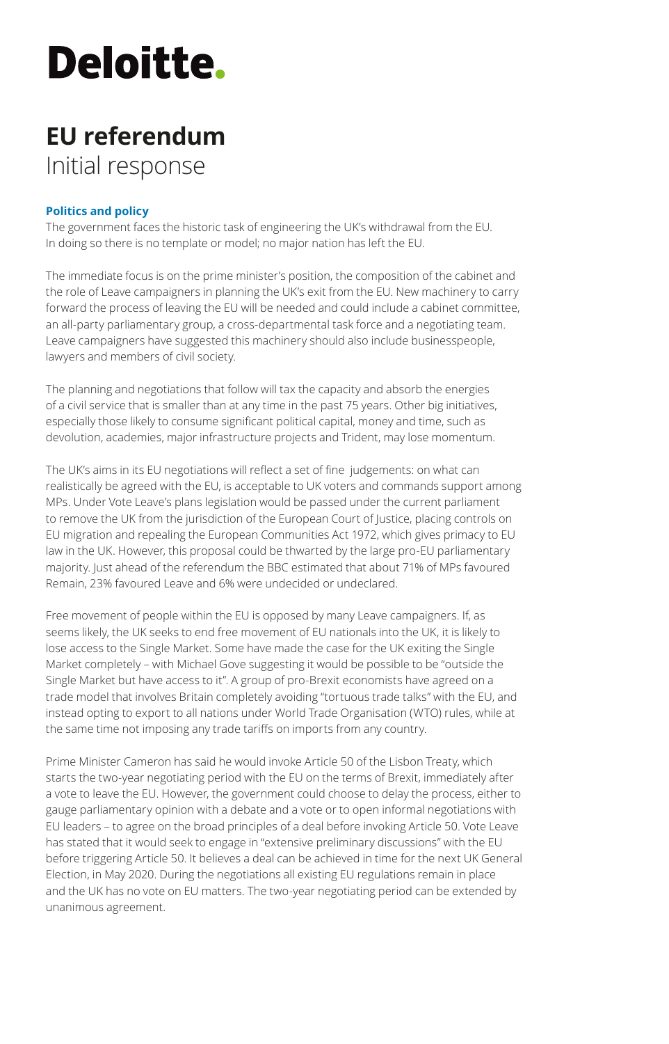Deloitte.

# EU referendum
Initial response

### Politics and policy

The government faces the historic task of engineering the UK's withdrawal from the EU. In doing so there is no template or model; no major nation has left the EU.

The immediate focus is on the prime minister's position, the composition of the cabinet and the role of Leave campaigners in planning the UK's exit from the EU. New machinery to carry forward the process of leaving the EU will be needed and could include a cabinet committee, an all-party parliamentary group, a cross-departmental task force and a negotiating team. Leave campaigners have suggested this machinery should also include businesspeople, lawyers and members of civil society.

The planning and negotiations that follow will tax the capacity and absorb the energies of a civil service that is smaller than at any time in the past 75 years. Other big initiatives, especially those likely to consume significant political capital, money and time, such as devolution, academies, major infrastructure projects and Trident, may lose momentum.

The UK's aims in its EU negotiations will reflect a set of fine judgements: on what can realistically be agreed with the EU, is acceptable to UK voters and commands support among MPs. Under Vote Leave's plans legislation would be passed under the current parliament to remove the UK from the jurisdiction of the European Court of Justice, placing controls on EU migration and repealing the European Communities Act 1972, which gives primacy to EU law in the UK. However, this proposal could be thwarted by the large pro-EU parliamentary majority. Just ahead of the referendum the BBC estimated that about 71% of MPs favoured Remain, 23% favoured Leave and 6% were undecided or undeclared.

Free movement of people within the EU is opposed by many Leave campaigners. If, as seems likely, the UK seeks to end free movement of EU nationals into the UK, it is likely to lose access to the Single Market. Some have made the case for the UK exiting the Single Market completely – with Michael Gove suggesting it would be possible to be "outside the Single Market but have access to it". A group of pro-Brexit economists have agreed on a trade model that involves Britain completely avoiding "tortuous trade talks" with the EU, and instead opting to export to all nations under World Trade Organisation (WTO) rules, while at the same time not imposing any trade tariffs on imports from any country.

Prime Minister Cameron has said he would invoke Article 50 of the Lisbon Treaty, which starts the two-year negotiating period with the EU on the terms of Brexit, immediately after a vote to leave the EU. However, the government could choose to delay the process, either to gauge parliamentary opinion with a debate and a vote or to open informal negotiations with EU leaders – to agree on the broad principles of a deal before invoking Article 50. Vote Leave has stated that it would seek to engage in "extensive preliminary discussions" with the EU before triggering Article 50. It believes a deal can be achieved in time for the next UK General Election, in May 2020. During the negotiations all existing EU regulations remain in place and the UK has no vote on EU matters. The two-year negotiating period can be extended by unanimous agreement.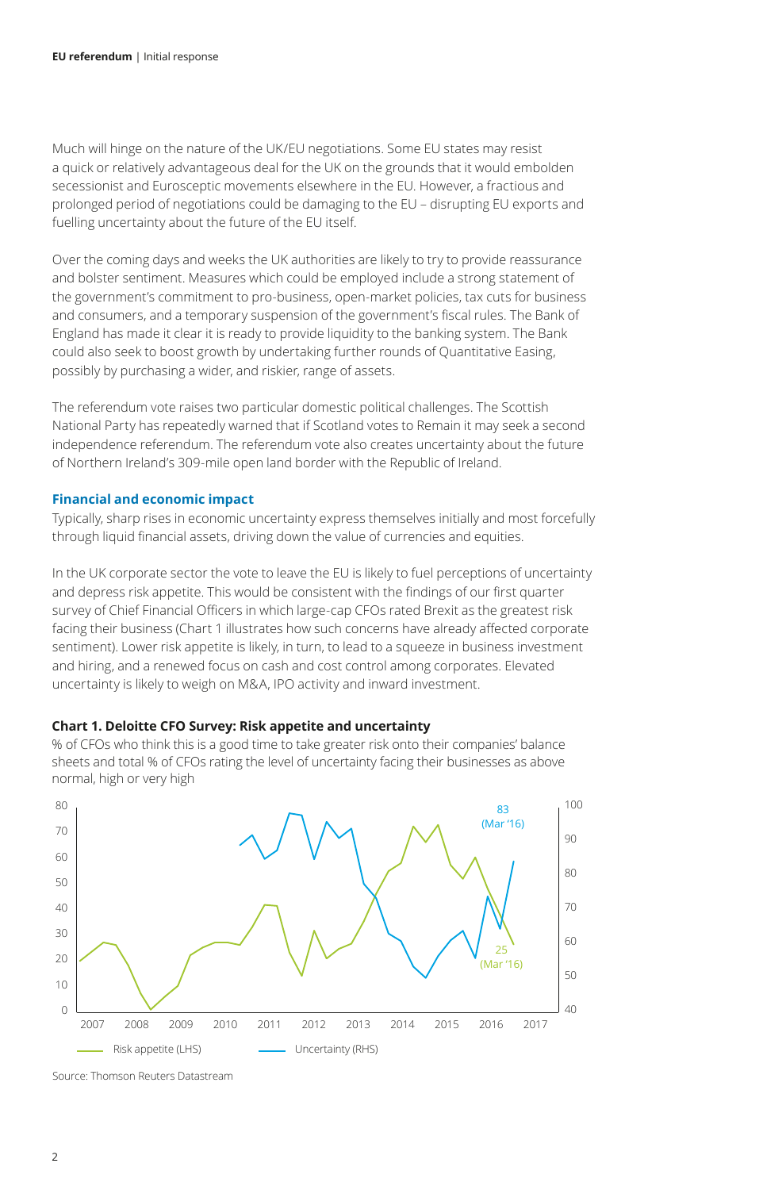Much will hinge on the nature of the UK/EU negotiations. Some EU states may resist a quick or relatively advantageous deal for the UK on the grounds that it would embolden secessionist and Eurosceptic movements elsewhere in the EU. However, a fractious and prolonged period of negotiations could be damaging to the EU – disrupting EU exports and fuelling uncertainty about the future of the EU itself.

Over the coming days and weeks the UK authorities are likely to try to provide reassurance and bolster sentiment. Measures which could be employed include a strong statement of the government's commitment to pro-business, open-market policies, tax cuts for business and consumers, and a temporary suspension of the government's fiscal rules. The Bank of England has made it clear it is ready to provide liquidity to the banking system. The Bank could also seek to boost growth by undertaking further rounds of Quantitative Easing, possibly by purchasing a wider, and riskier, range of assets.

The referendum vote raises two particular domestic political challenges. The Scottish National Party has repeatedly warned that if Scotland votes to Remain it may seek a second independence referendum. The referendum vote also creates uncertainty about the future of Northern Ireland's 309-mile open land border with the Republic of Ireland.

## Financial and economic impact

Typically, sharp rises in economic uncertainty express themselves initially and most forcefully through liquid financial assets, driving down the value of currencies and equities.

In the UK corporate sector the vote to leave the EU is likely to fuel perceptions of uncertainty and depress risk appetite. This would be consistent with the findings of our first quarter survey of Chief Financial Officers in which large-cap CFOs rated Brexit as the greatest risk facing their business (Chart 1 illustrates how such concerns have already affected corporate sentiment). Lower risk appetite is likely, in turn, to lead to a squeeze in business investment and hiring, and a renewed focus on cash and cost control among corporates. Elevated uncertainty is likely to weigh on M&A, IPO activity and inward investment.

**Chart 1. Deloitte CFO Survey: Risk appetite and uncertainty**

% of CFOs who think this is a good time to take greater risk onto their companies' balance sheets and total % of CFOs rating the level of uncertainty facing their businesses as above normal, high or very high

Source: Thomson Reuters Datastream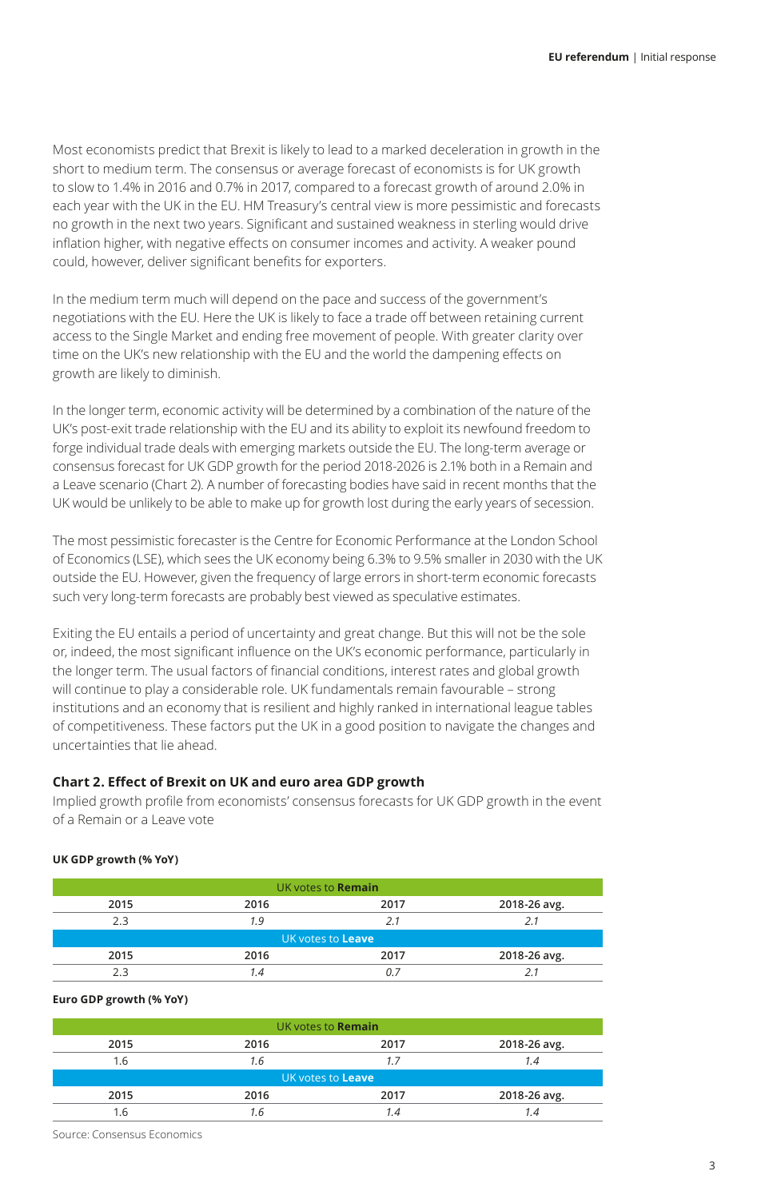Most economists predict that Brexit is likely to lead to a marked deceleration in growth in the short to medium term. The consensus or average forecast of economists is for UK growth to slow to 1.4% in 2016 and 0.7% in 2017, compared to a forecast growth of around 2.0% in each year with the UK in the EU. HM Treasury's central view is more pessimistic and forecasts no growth in the next two years. Significant and sustained weakness in sterling would drive inflation higher, with negative effects on consumer incomes and activity. A weaker pound could, however, deliver significant benefits for exporters.

In the medium term much will depend on the pace and success of the government's negotiations with the EU. Here the UK is likely to face a trade off between retaining current access to the Single Market and ending free movement of people. With greater clarity over time on the UK's new relationship with the EU and the world the dampening effects on growth are likely to diminish.

In the longer term, economic activity will be determined by a combination of the nature of the UK's post-exit trade relationship with the EU and its ability to exploit its newfound freedom to forge individual trade deals with emerging markets outside the EU. The long-term average or consensus forecast for UK GDP growth for the period 2018-2026 is 2.1% both in a Remain and a Leave scenario (Chart 2). A number of forecasting bodies have said in recent months that the UK would be unlikely to be able to make up for growth lost during the early years of secession.

The most pessimistic forecaster is the Centre for Economic Performance at the London School of Economics (LSE), which sees the UK economy being 6.3% to 9.5% smaller in 2030 with the UK outside the EU. However, given the frequency of large errors in short-term economic forecasts such very long-term forecasts are probably best viewed as speculative estimates.

Exiting the EU entails a period of uncertainty and great change. But this will not be the sole or, indeed, the most significant influence on the UK's economic performance, particularly in the longer term. The usual factors of financial conditions, interest rates and global growth will continue to play a considerable role. UK fundamentals remain favourable – strong institutions and an economy that is resilient and highly ranked in international league tables of competitiveness. These factors put the UK in a good position to navigate the changes and uncertainties that lie ahead.

### Chart 2. Effect of Brexit on UK and euro area GDP growth

Implied growth profile from economists' consensus forecasts for UK GDP growth in the event of a Remain or a Leave vote

**UK GDP growth (% YoY)**

| UK votes to **Remain** | | | |
|---|---|---|---|
| **2015** | **2016** | **2017** | **2018-26 avg.** |
| 2.3 | *1.9* | *2.1* | *2.1* |
| UK votes to **Leave** | | | |
| **2015** | **2016** | **2017** | **2018-26 avg.** |
| 2.3 | *1.4* | *0.7* | *2.1* |

**Euro GDP growth (% YoY)**

| UK votes to **Remain** | | | |
|---|---|---|---|
| **2015** | **2016** | **2017** | **2018-26 avg.** |
| 1.6 | *1.6* | *1.7* | *1.4* |
| UK votes to **Leave** | | | |
| **2015** | **2016** | **2017** | **2018-26 avg.** |
| 1.6 | *1.6* | *1.4* | *1.4* |

Source: Consensus Economics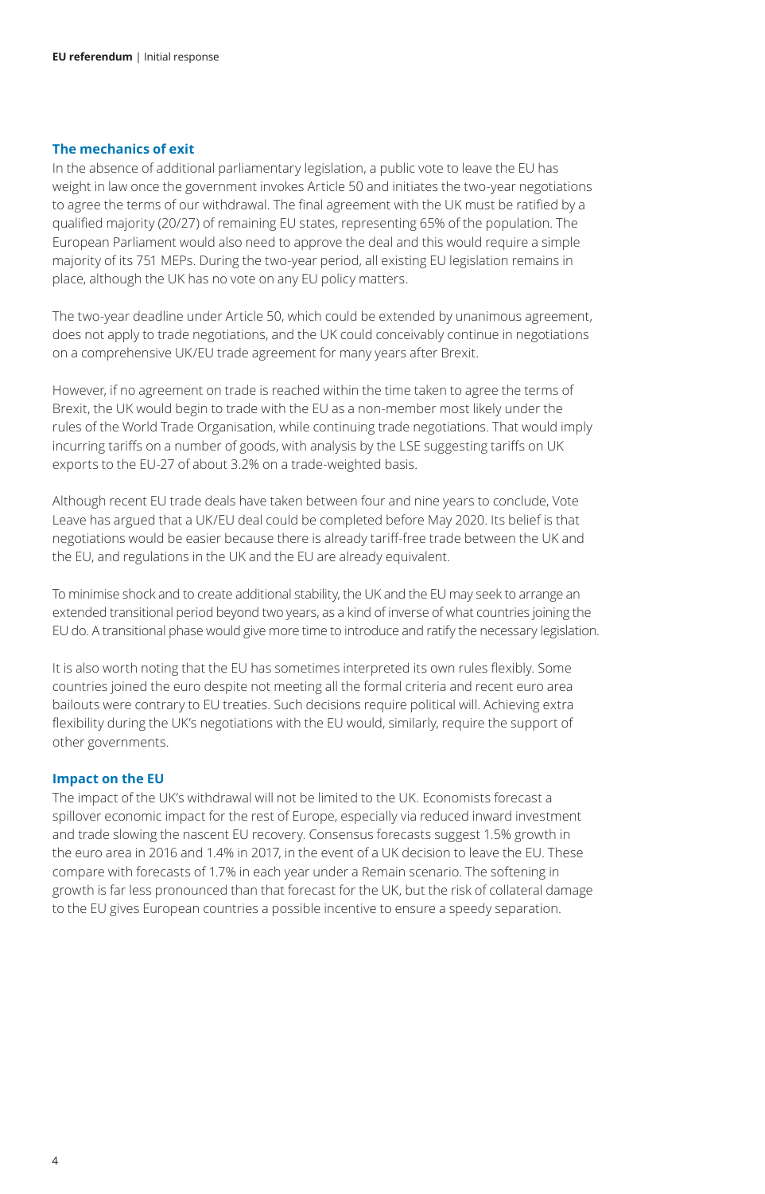## The mechanics of exit

In the absence of additional parliamentary legislation, a public vote to leave the EU has weight in law once the government invokes Article 50 and initiates the two-year negotiations to agree the terms of our withdrawal. The final agreement with the UK must be ratified by a qualified majority (20/27) of remaining EU states, representing 65% of the population. The European Parliament would also need to approve the deal and this would require a simple majority of its 751 MEPs. During the two-year period, all existing EU legislation remains in place, although the UK has no vote on any EU policy matters.

The two-year deadline under Article 50, which could be extended by unanimous agreement, does not apply to trade negotiations, and the UK could conceivably continue in negotiations on a comprehensive UK/EU trade agreement for many years after Brexit.

However, if no agreement on trade is reached within the time taken to agree the terms of Brexit, the UK would begin to trade with the EU as a non-member most likely under the rules of the World Trade Organisation, while continuing trade negotiations. That would imply incurring tariffs on a number of goods, with analysis by the LSE suggesting tariffs on UK exports to the EU-27 of about 3.2% on a trade-weighted basis.

Although recent EU trade deals have taken between four and nine years to conclude, Vote Leave has argued that a UK/EU deal could be completed before May 2020. Its belief is that negotiations would be easier because there is already tariff-free trade between the UK and the EU, and regulations in the UK and the EU are already equivalent.

To minimise shock and to create additional stability, the UK and the EU may seek to arrange an extended transitional period beyond two years, as a kind of inverse of what countries joining the EU do. A transitional phase would give more time to introduce and ratify the necessary legislation.

It is also worth noting that the EU has sometimes interpreted its own rules flexibly. Some countries joined the euro despite not meeting all the formal criteria and recent euro area bailouts were contrary to EU treaties. Such decisions require political will. Achieving extra flexibility during the UK's negotiations with the EU would, similarly, require the support of other governments.

## Impact on the EU

The impact of the UK's withdrawal will not be limited to the UK. Economists forecast a spillover economic impact for the rest of Europe, especially via reduced inward investment and trade slowing the nascent EU recovery. Consensus forecasts suggest 1.5% growth in the euro area in 2016 and 1.4% in 2017, in the event of a UK decision to leave the EU. These compare with forecasts of 1.7% in each year under a Remain scenario. The softening in growth is far less pronounced than that forecast for the UK, but the risk of collateral damage to the EU gives European countries a possible incentive to ensure a speedy separation.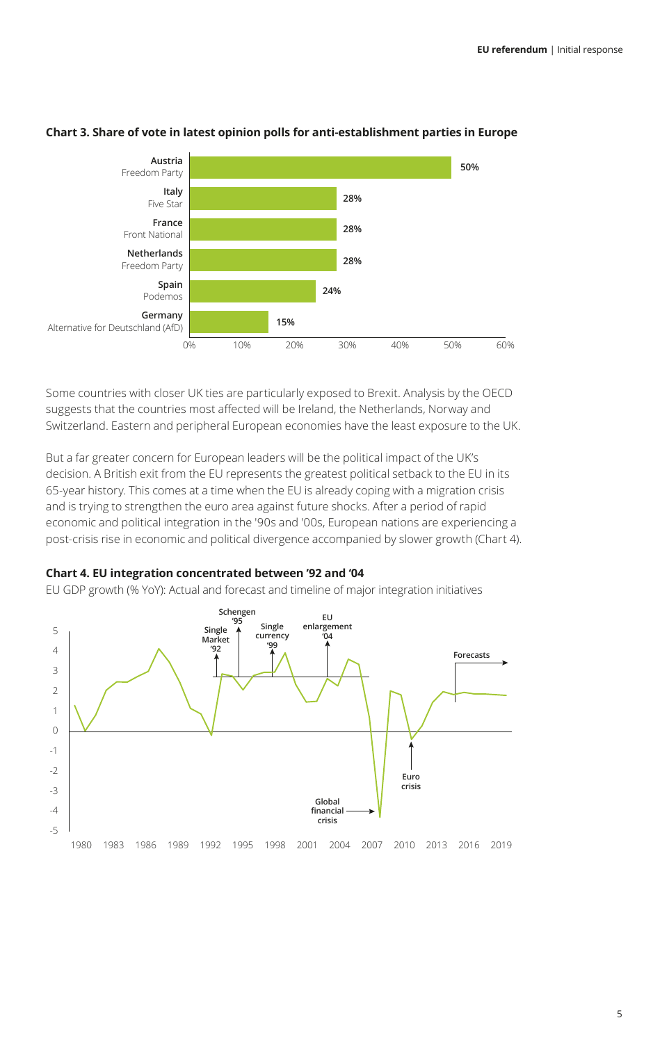**Chart 3. Share of vote in latest opinion polls for anti-establishment parties in Europe**

| Country | Party | Share of vote |
|---|---|---|
| Austria | Freedom Party | 50% |
| Italy | Five Star | 28% |
| France | Front National | 28% |
| Netherlands | Freedom Party | 28% |
| Spain | Podemos | 24% |
| Germany | Alternative for Deutschland (AfD) | 15% |

Some countries with closer UK ties are particularly exposed to Brexit. Analysis by the OECD suggests that the countries most affected will be Ireland, the Netherlands, Norway and Switzerland. Eastern and peripheral European economies have the least exposure to the UK.

But a far greater concern for European leaders will be the political impact of the UK's decision. A British exit from the EU represents the greatest political setback to the EU in its 65-year history. This comes at a time when the EU is already coping with a migration crisis and is trying to strengthen the euro area against future shocks. After a period of rapid economic and political integration in the '90s and '00s, European nations are experiencing a post-crisis rise in economic and political divergence accompanied by slower growth (Chart 4).

**Chart 4. EU integration concentrated between '92 and '04**

EU GDP growth (% YoY): Actual and forecast and timeline of major integration initiatives

Chart annotations: Single Market '92; Schengen '95; Single currency '99; EU enlargement '04; Global financial crisis; Euro crisis; Forecasts. X-axis: 1980, 1983, 1986, 1989, 1992, 1995, 1998, 2001, 2004, 2007, 2010, 2013, 2016, 2019. Y-axis: -5 to 5.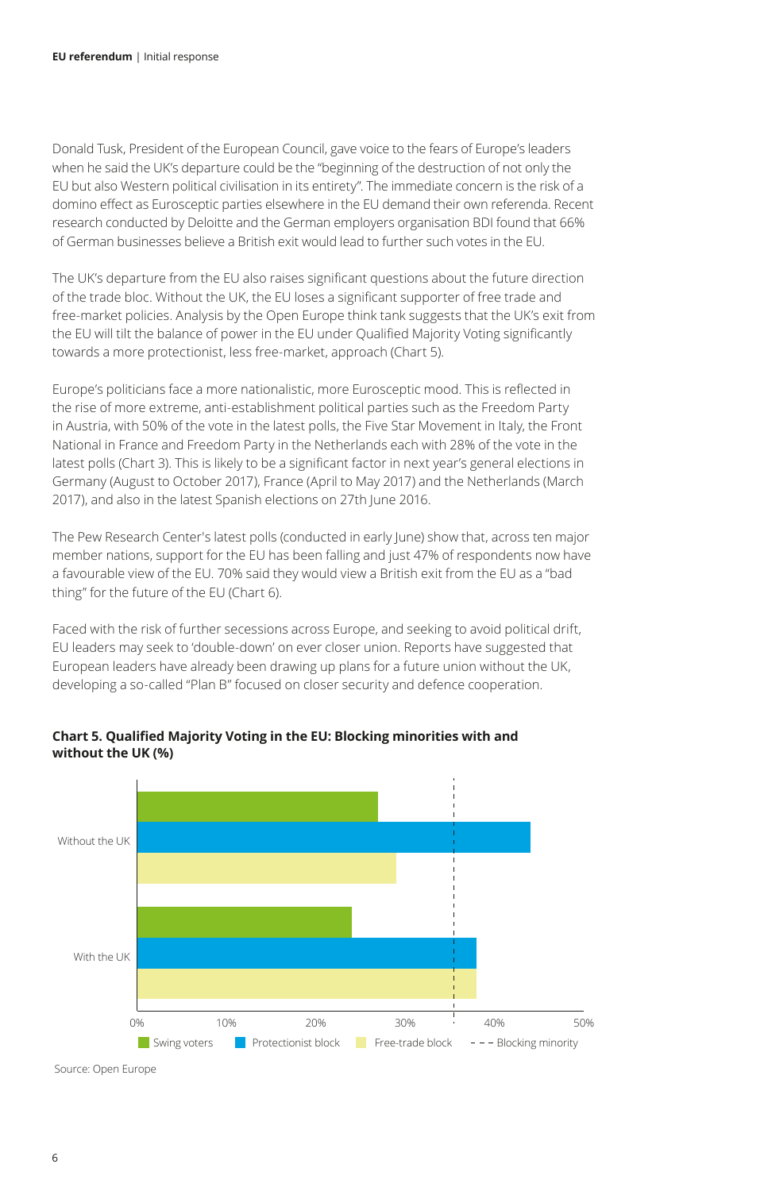Donald Tusk, President of the European Council, gave voice to the fears of Europe's leaders when he said the UK's departure could be the "beginning of the destruction of not only the EU but also Western political civilisation in its entirety". The immediate concern is the risk of a domino effect as Eurosceptic parties elsewhere in the EU demand their own referenda. Recent research conducted by Deloitte and the German employers organisation BDI found that 66% of German businesses believe a British exit would lead to further such votes in the EU.

The UK's departure from the EU also raises significant questions about the future direction of the trade bloc. Without the UK, the EU loses a significant supporter of free trade and free-market policies. Analysis by the Open Europe think tank suggests that the UK's exit from the EU will tilt the balance of power in the EU under Qualified Majority Voting significantly towards a more protectionist, less free-market, approach (Chart 5).

Europe's politicians face a more nationalistic, more Eurosceptic mood. This is reflected in the rise of more extreme, anti-establishment political parties such as the Freedom Party in Austria, with 50% of the vote in the latest polls, the Five Star Movement in Italy, the Front National in France and Freedom Party in the Netherlands each with 28% of the vote in the latest polls (Chart 3). This is likely to be a significant factor in next year's general elections in Germany (August to October 2017), France (April to May 2017) and the Netherlands (March 2017), and also in the latest Spanish elections on 27th June 2016.

The Pew Research Center's latest polls (conducted in early June) show that, across ten major member nations, support for the EU has been falling and just 47% of respondents now have a favourable view of the EU. 70% said they would view a British exit from the EU as a "bad thing" for the future of the EU (Chart 6).

Faced with the risk of further secessions across Europe, and seeking to avoid political drift, EU leaders may seek to 'double-down' on ever closer union. Reports have suggested that European leaders have already been drawing up plans for a future union without the UK, developing a so-called "Plan B" focused on closer security and defence cooperation.

**Chart 5. Qualified Majority Voting in the EU: Blocking minorities with and without the UK (%)**

Without the UK

With the UK

0% 10% 20% 30% 40% 50%

Swing voters | Protectionist block | Free-trade block | Blocking minority

Source: Open Europe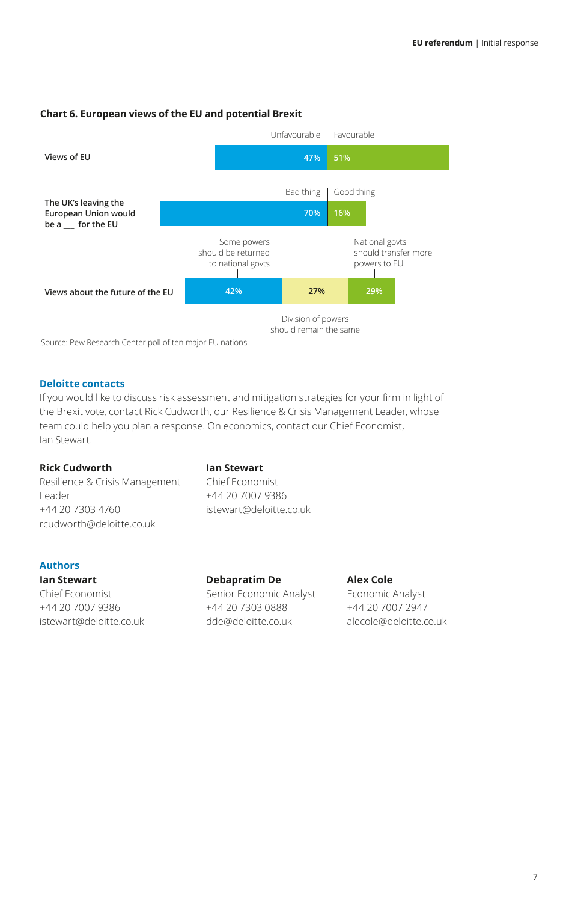### Chart 6. European views of the EU and potential Brexit

| | Unfavourable / Bad thing / Some powers should be returned to national govts | Division of powers should remain the same | Favourable / Good thing / National govts should transfer more powers to EU |
|---|---|---|---|
| Views of EU | 47% | | 51% |
| The UK's leaving the European Union would be a ___ for the EU | 70% | | 16% |
| Views about the future of the EU | 42% | 27% | 29% |

Source: Pew Research Center poll of ten major EU nations

## Deloitte contacts

If you would like to discuss risk assessment and mitigation strategies for your firm in light of the Brexit vote, contact Rick Cudworth, our Resilience & Crisis Management Leader, whose team could help you plan a response. On economics, contact our Chief Economist, Ian Stewart.

**Rick Cudworth**
Resilience & Crisis Management Leader
+44 20 7303 4760
rcudworth@deloitte.co.uk

**Ian Stewart**
Chief Economist
+44 20 7007 9386
istewart@deloitte.co.uk

## Authors

**Ian Stewart**
Chief Economist
+44 20 7007 9386
istewart@deloitte.co.uk

**Debapratim De**
Senior Economic Analyst
+44 20 7303 0888
dde@deloitte.co.uk

**Alex Cole**
Economic Analyst
+44 20 7007 2947
alecole@deloitte.co.uk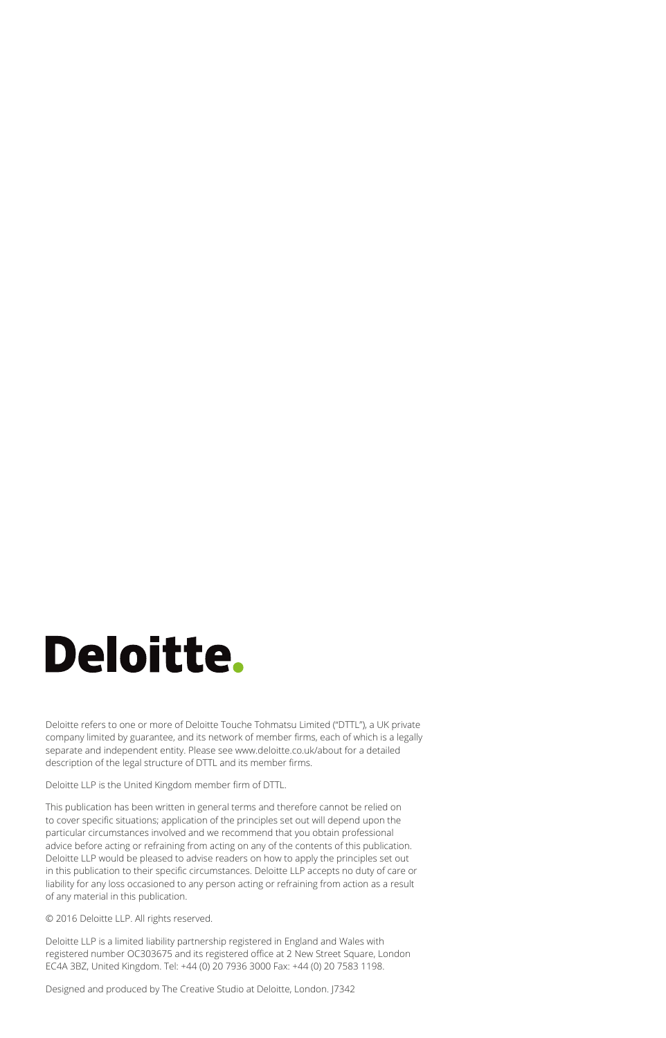**Deloitte.**

Deloitte refers to one or more of Deloitte Touche Tohmatsu Limited ("DTTL"), a UK private company limited by guarantee, and its network of member firms, each of which is a legally separate and independent entity. Please see www.deloitte.co.uk/about for a detailed description of the legal structure of DTTL and its member firms.

Deloitte LLP is the United Kingdom member firm of DTTL.

This publication has been written in general terms and therefore cannot be relied on to cover specific situations; application of the principles set out will depend upon the particular circumstances involved and we recommend that you obtain professional advice before acting or refraining from acting on any of the contents of this publication. Deloitte LLP would be pleased to advise readers on how to apply the principles set out in this publication to their specific circumstances. Deloitte LLP accepts no duty of care or liability for any loss occasioned to any person acting or refraining from action as a result of any material in this publication.

© 2016 Deloitte LLP. All rights reserved.

Deloitte LLP is a limited liability partnership registered in England and Wales with registered number OC303675 and its registered office at 2 New Street Square, London EC4A 3BZ, United Kingdom. Tel: +44 (0) 20 7936 3000 Fax: +44 (0) 20 7583 1198.

Designed and produced by The Creative Studio at Deloitte, London. J7342